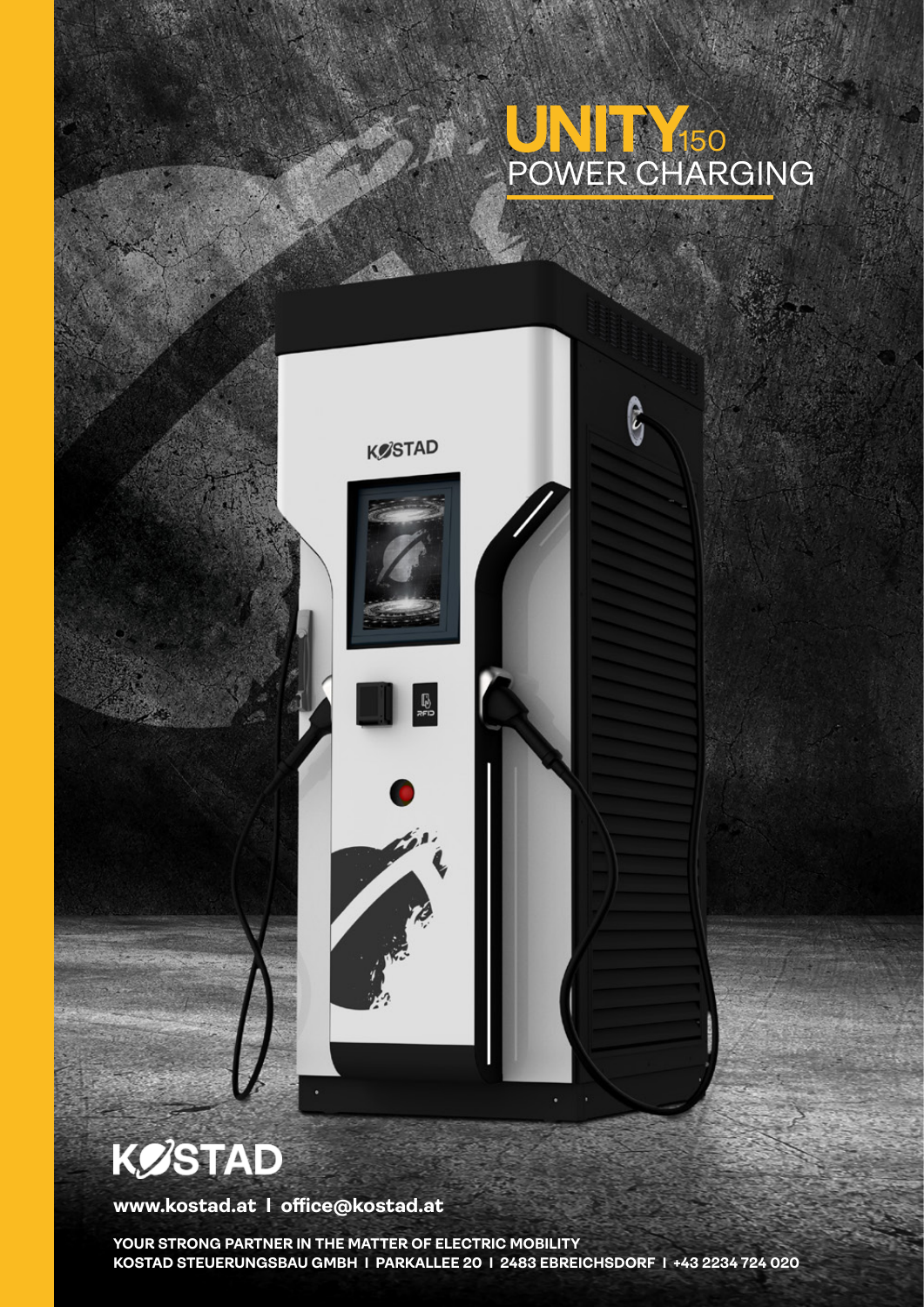# UNITY150
## POWER CHARGING

# KOSTAD

**www.kostad.at | office@kostad.at**

**YOUR STRONG PARTNER IN THE MATTER OF ELECTRIC MOBILITY**
**KOSTAD STEUERUNGSBAU GMBH | PARKALLEE 20 | 2483 EBREICHSDORF | +43 2234 724 020**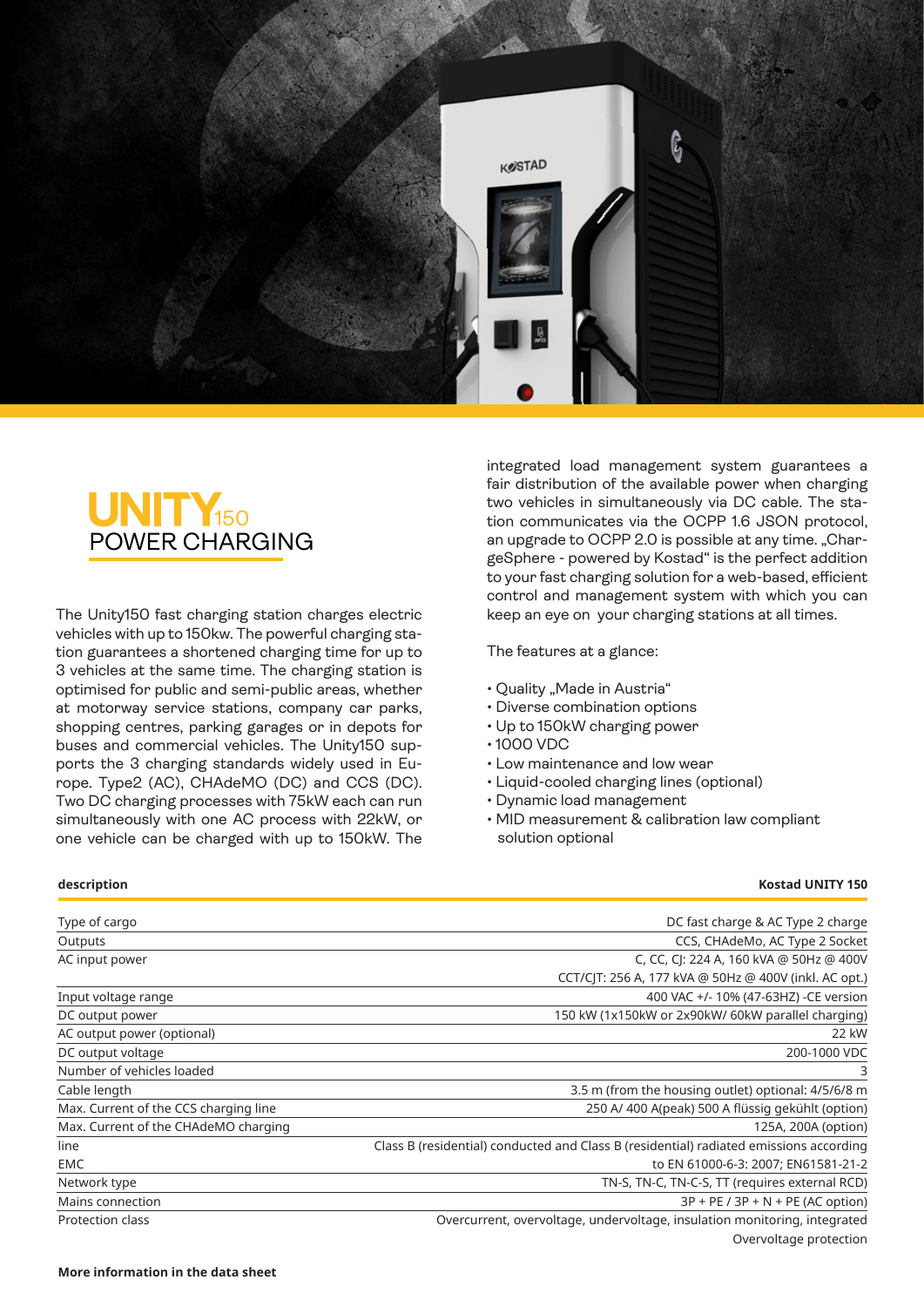# UNITY150
## POWER CHARGING

The Unity150 fast charging station charges electric vehicles with up to 150kw. The powerful charging station guarantees a shortened charging time for up to 3 vehicles at the same time. The charging station is optimised for public and semi-public areas, whether at motorway service stations, company car parks, shopping centres, parking garages or in depots for buses and commercial vehicles. The Unity150 supports the 3 charging standards widely used in Europe. Type2 (AC), CHAdeMO (DC) and CCS (DC). Two DC charging processes with 75kW each can run simultaneously with one AC process with 22kW, or one vehicle can be charged with up to 150kW. The integrated load management system guarantees a fair distribution of the available power when charging two vehicles in simultaneously via DC cable. The station communicates via the OCPP 1.6 JSON protocol, an upgrade to OCPP 2.0 is possible at any time. „ChargeSphere - powered by Kostad" is the perfect addition to your fast charging solution for a web-based, efficient control and management system with which you can keep an eye on your charging stations at all times.

The features at a glance:

- Quality „Made in Austria"
- Diverse combination options
- Up to 150kW charging power
- 1000 VDC
- Low maintenance and low wear
- Liquid-cooled charging lines (optional)
- Dynamic load management
- MID measurement & calibration law compliant solution optional

| **description** | **Kostad UNITY 150** |
|---|---|
| Type of cargo | DC fast charge & AC Type 2 charge |
| Outputs | CCS, CHAdeMo, AC Type 2 Socket |
| AC input power | C, CC, CJ: 224 A, 160 kVA @ 50Hz @ 400V<br>CCT/CJT: 256 A, 177 kVA @ 50Hz @ 400V (inkl. AC opt.) |
| Input voltage range | 400 VAC +/- 10% (47-63HZ) -CE version |
| DC output power | 150 kW (1x150kW or 2x90kW/ 60kW parallel charging) |
| AC output power (optional) | 22 kW |
| DC output voltage | 200-1000 VDC |
| Number of vehicles loaded | 3 |
| Cable length | 3.5 m (from the housing outlet) optional: 4/5/6/8 m |
| Max. Current of the CCS charging line | 250 A/ 400 A(peak) 500 A flüssig gekühlt (option) |
| Max. Current of the CHAdeMO charging line | 125A, 200A (option) |
| EMC | Class B (residential) conducted and Class B (residential) radiated emissions according to EN 61000-6-3: 2007; EN61581-21-2 |
| Network type | TN-S, TN-C, TN-C-S, TT (requires external RCD) |
| Mains connection | 3P + PE / 3P + N + PE (AC option) |
| Protection class | Overcurrent, overvoltage, undervoltage, insulation monitoring, integrated Overvoltage protection |

**More information in the data sheet**